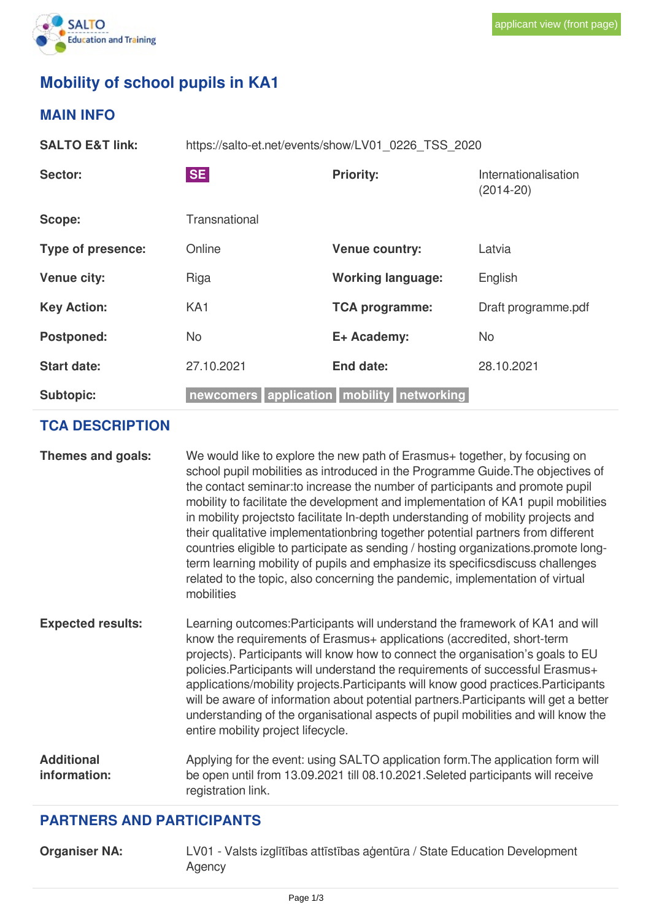applicant view (front page)

# Mobility of school pupils in KA1

## MAIN INFO

| | | | |
|---|---|---|---|
| **SALTO E&T link:** | https://salto-et.net/events/show/LV01_0226_TSS_2020 | | |
| **Sector:** | SE | **Priority:** | Internationalisation (2014-20) |
| **Scope:** | Transnational | | |
| **Type of presence:** | Online | **Venue country:** | Latvia |
| **Venue city:** | Riga | **Working language:** | English |
| **Key Action:** | KA1 | **TCA programme:** | Draft programme.pdf |
| **Postponed:** | No | **E+ Academy:** | No |
| **Start date:** | 27.10.2021 | **End date:** | 28.10.2021 |
| **Subtopic:** | newcomers application mobility networking | | |

## TCA DESCRIPTION

**Themes and goals:** We would like to explore the new path of Erasmus+ together, by focusing on school pupil mobilities as introduced in the Programme Guide.The objectives of the contact seminar:to increase the number of participants and promote pupil mobility to facilitate the development and implementation of KA1 pupil mobilities in mobility projectsto facilitate In-depth understanding of mobility projects and their qualitative implementationbring together potential partners from different countries eligible to participate as sending / hosting organizations.promote long-term learning mobility of pupils and emphasize its specificsdiscuss challenges related to the topic, also concerning the pandemic, implementation of virtual mobilities

**Expected results:** Learning outcomes:Participants will understand the framework of KA1 and will know the requirements of Erasmus+ applications (accredited, short-term projects). Participants will know how to connect the organisation’s goals to EU policies.Participants will understand the requirements of successful Erasmus+ applications/mobility projects.Participants will know good practices.Participants will be aware of information about potential partners.Participants will get a better understanding of the organisational aspects of pupil mobilities and will know the entire mobility project lifecycle.

**Additional information:** Applying for the event: using SALTO application form.The application form will be open until from 13.09.2021 till 08.10.2021.Seleted participants will receive registration link.

## PARTNERS AND PARTICIPANTS

**Organiser NA:** LV01 - Valsts izglītības attīstības aģentūra / State Education Development Agency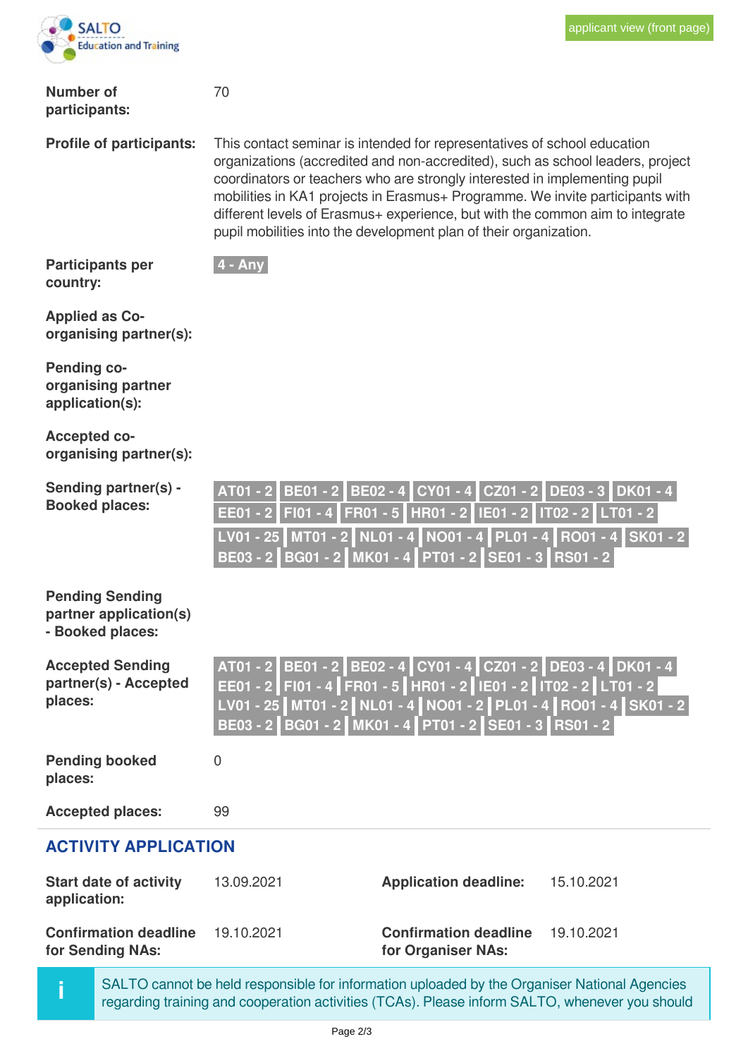applicant view (front page)

| | |
|---|---|
| **Number of participants:** | 70 |
| **Profile of participants:** | This contact seminar is intended for representatives of school education organizations (accredited and non-accredited), such as school leaders, project coordinators or teachers who are strongly interested in implementing pupil mobilities in KA1 projects in Erasmus+ Programme. We invite participants with different levels of Erasmus+ experience, but with the common aim to integrate pupil mobilities into the development plan of their organization. |
| **Participants per country:** | 4 - Any |
| **Applied as Co-organising partner(s):** | |
| **Pending co-organising partner application(s):** | |
| **Accepted co-organising partner(s):** | |
| **Sending partner(s) - Booked places:** | AT01 - 2, BE01 - 2, BE02 - 4, CY01 - 4, CZ01 - 2, DE03 - 3, DK01 - 4, EE01 - 2, FI01 - 4, FR01 - 5, HR01 - 2, IE01 - 2, IT02 - 2, LT01 - 2, LV01 - 25, MT01 - 2, NL01 - 4, NO01 - 4, PL01 - 4, RO01 - 4, SK01 - 2, BE03 - 2, BG01 - 2, MK01 - 4, PT01 - 2, SE01 - 3, RS01 - 2 |
| **Pending Sending partner application(s) - Booked places:** | |
| **Accepted Sending partner(s) - Accepted places:** | AT01 - 2, BE01 - 2, BE02 - 4, CY01 - 4, CZ01 - 2, DE03 - 4, DK01 - 4, EE01 - 2, FI01 - 4, FR01 - 5, HR01 - 2, IE01 - 2, IT02 - 2, LT01 - 2, LV01 - 25, MT01 - 2, NL01 - 4, NO01 - 2, PL01 - 4, RO01 - 4, SK01 - 2, BE03 - 2, BG01 - 2, MK01 - 4, PT01 - 2, SE01 - 3, RS01 - 2 |
| **Pending booked places:** | 0 |
| **Accepted places:** | 99 |

## ACTIVITY APPLICATION

| | | | |
|---|---|---|---|
| **Start date of activity application:** | 13.09.2021 | **Application deadline:** | 15.10.2021 |
| **Confirmation deadline for Sending NAs:** | 19.10.2021 | **Confirmation deadline for Organiser NAs:** | 19.10.2021 |

i SALTO cannot be held responsible for information uploaded by the Organiser National Agencies regarding training and cooperation activities (TCAs). Please inform SALTO, whenever you should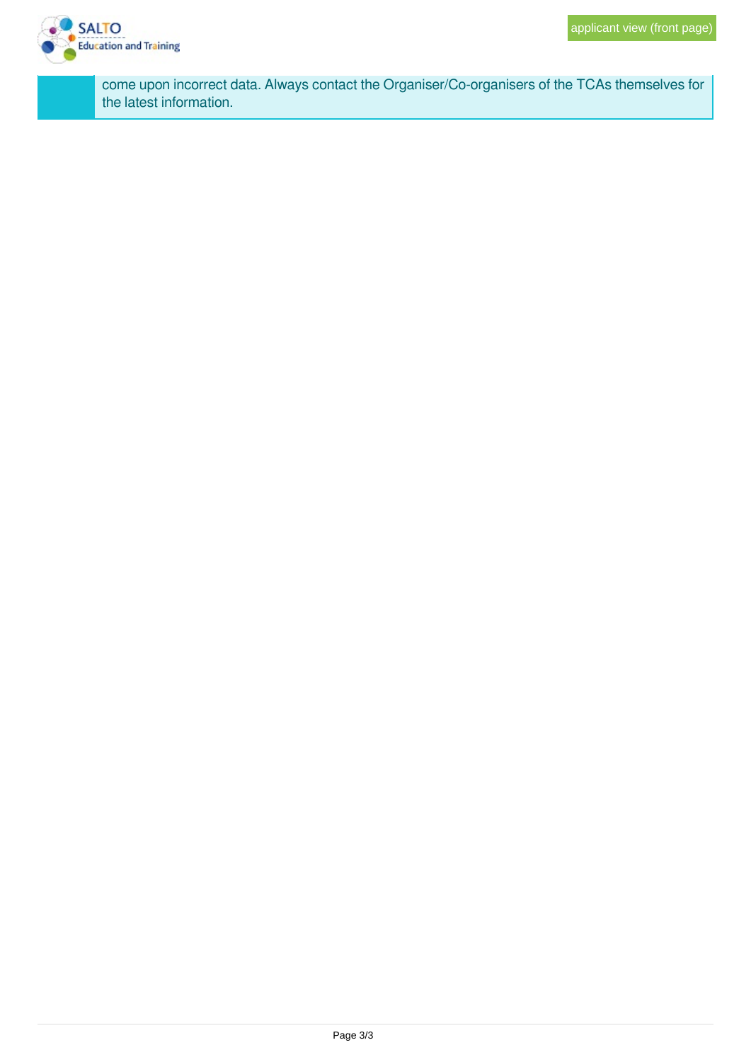come upon incorrect data. Always contact the Organiser/Co-organisers of the TCAs themselves for the latest information.